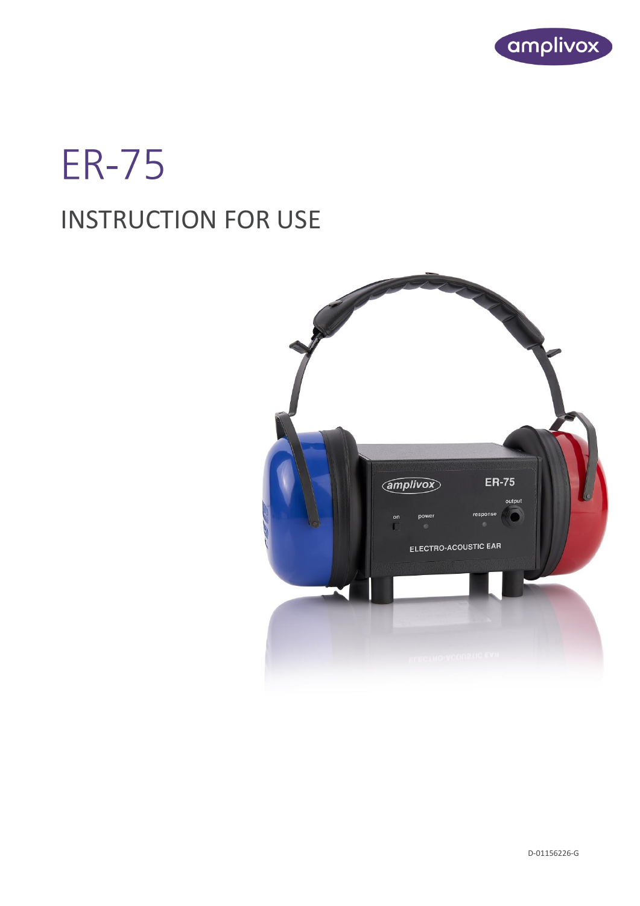amplivox

# ER-75

## INSTRUCTION FOR USE

D-01156226-G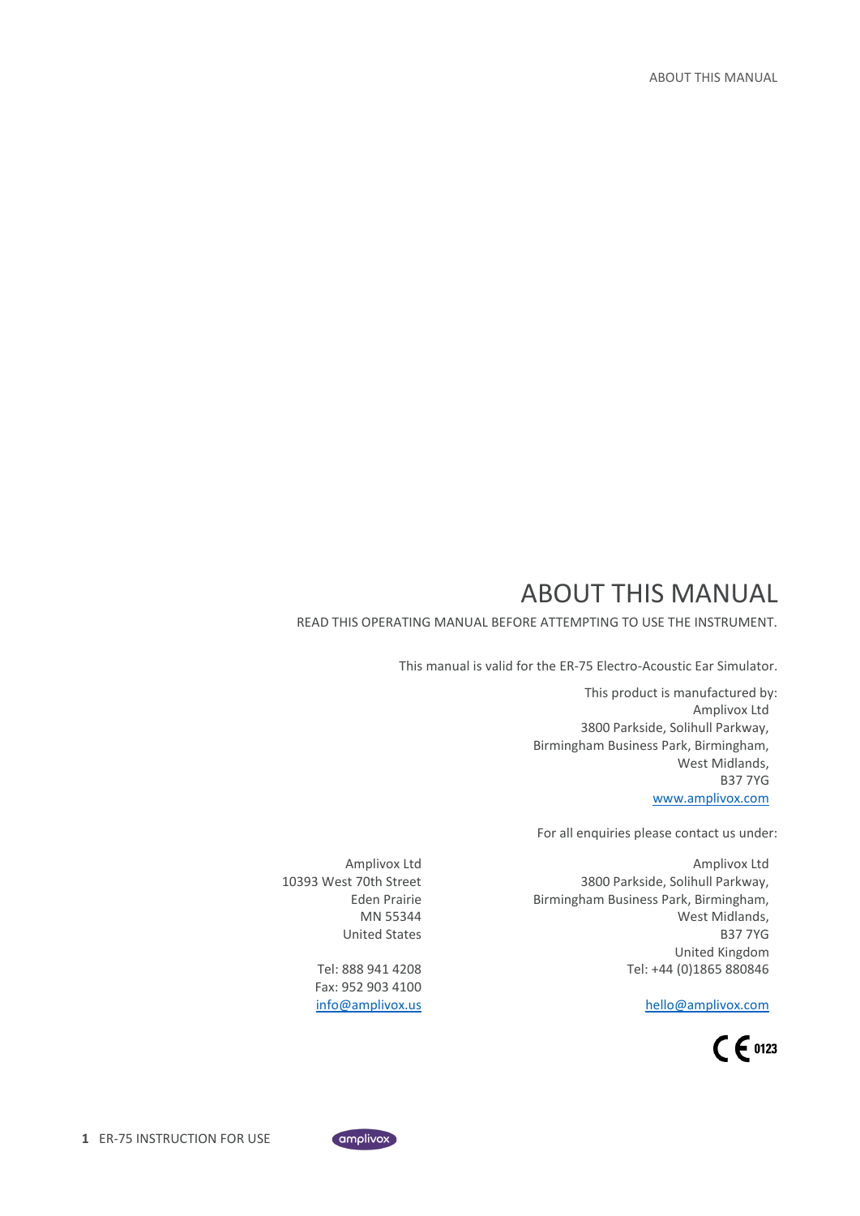# ABOUT THIS MANUAL

READ THIS OPERATING MANUAL BEFORE ATTEMPTING TO USE THE INSTRUMENT.

This manual is valid for the ER-75 Electro-Acoustic Ear Simulator.

This product is manufactured by:
Amplivox Ltd
3800 Parkside, Solihull Parkway,
Birmingham Business Park, Birmingham,
West Midlands,
B37 7YG
www.amplivox.com

For all enquiries please contact us under:

Amplivox Ltd
10393 West 70th Street
Eden Prairie
MN 55344
United States

Tel: 888 941 4208
Fax: 952 903 4100
info@amplivox.us

Amplivox Ltd
3800 Parkside, Solihull Parkway,
Birmingham Business Park, Birmingham,
West Midlands,
B37 7YG
United Kingdom
Tel: +44 (0)1865 880846

hello@amplivox.com

CE 0123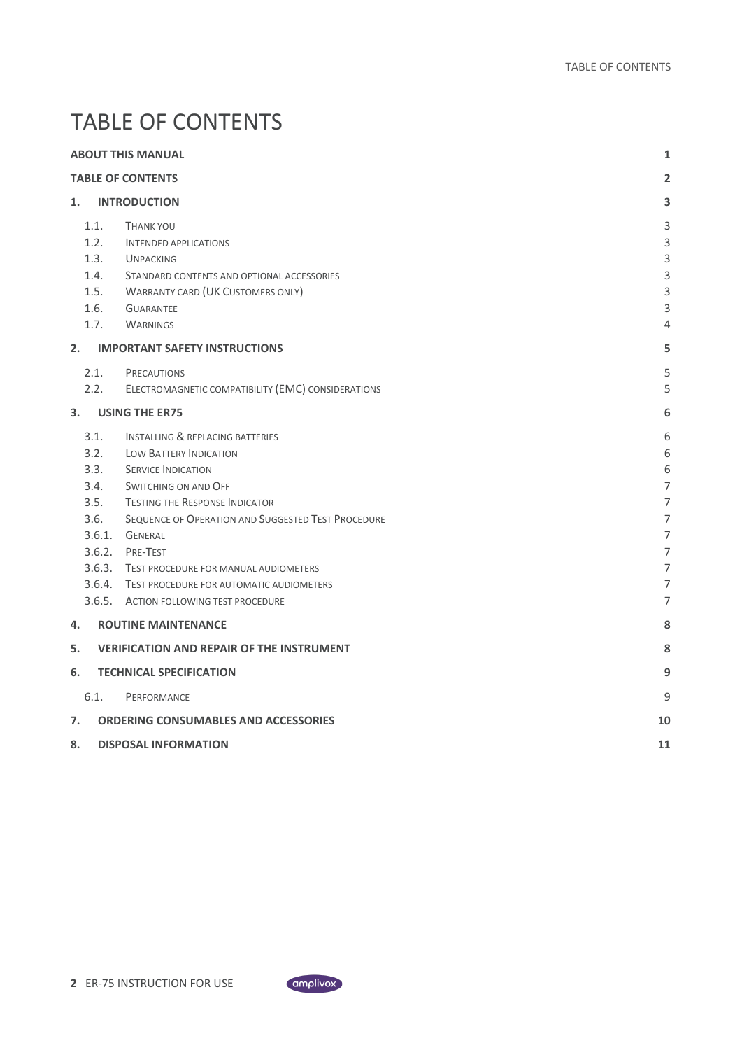# TABLE OF CONTENTS

| | | |
|---|---|---|
| **ABOUT THIS MANUAL** | | **1** |
| **TABLE OF CONTENTS** | | **2** |
| **1.** | **INTRODUCTION** | **3** |
| 1.1. | Thank you | 3 |
| 1.2. | Intended applications | 3 |
| 1.3. | Unpacking | 3 |
| 1.4. | Standard contents and optional accessories | 3 |
| 1.5. | Warranty card (UK Customers only) | 3 |
| 1.6. | Guarantee | 3 |
| 1.7. | Warnings | 4 |
| **2.** | **IMPORTANT SAFETY INSTRUCTIONS** | **5** |
| 2.1. | Precautions | 5 |
| 2.2. | Electromagnetic compatibility (EMC) considerations | 5 |
| **3.** | **USING THE ER75** | **6** |
| 3.1. | Installing & replacing batteries | 6 |
| 3.2. | Low Battery Indication | 6 |
| 3.3. | Service Indication | 6 |
| 3.4. | Switching On and Off | 7 |
| 3.5. | Testing the Response Indicator | 7 |
| 3.6. | Sequence of Operation and Suggested Test Procedure | 7 |
| 3.6.1. | General | 7 |
| 3.6.2. | Pre-Test | 7 |
| 3.6.3. | Test procedure for manual audiometers | 7 |
| 3.6.4. | Test procedure for automatic audiometers | 7 |
| 3.6.5. | Action following test procedure | 7 |
| **4.** | **ROUTINE MAINTENANCE** | **8** |
| **5.** | **VERIFICATION AND REPAIR OF THE INSTRUMENT** | **8** |
| **6.** | **TECHNICAL SPECIFICATION** | **9** |
| 6.1. | Performance | 9 |
| **7.** | **ORDERING CONSUMABLES AND ACCESSORIES** | **10** |
| **8.** | **DISPOSAL INFORMATION** | **11** |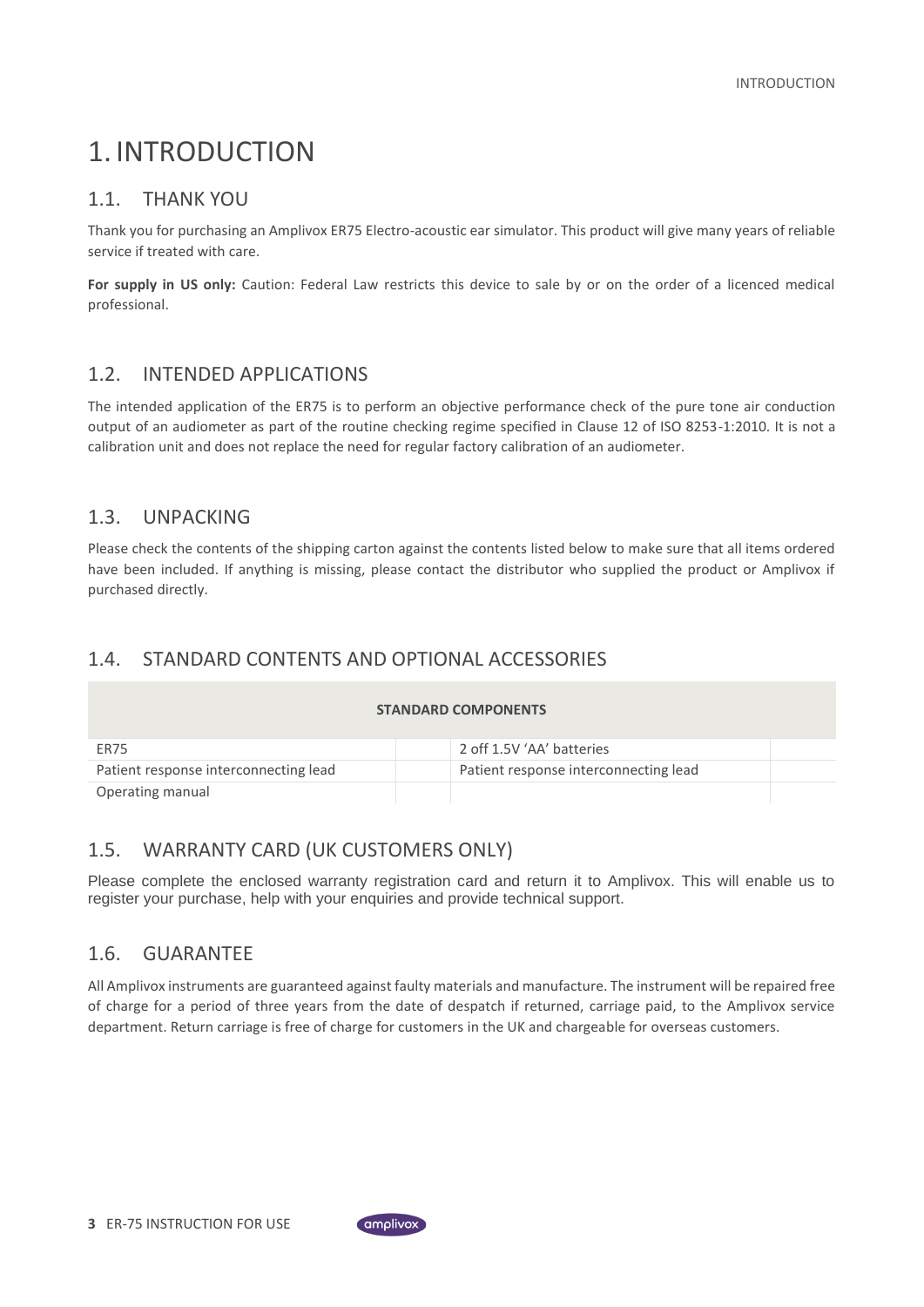# 1. INTRODUCTION

## 1.1. THANK YOU

Thank you for purchasing an Amplivox ER75 Electro-acoustic ear simulator. This product will give many years of reliable service if treated with care.

**For supply in US only:** Caution: Federal Law restricts this device to sale by or on the order of a licenced medical professional.

## 1.2. INTENDED APPLICATIONS

The intended application of the ER75 is to perform an objective performance check of the pure tone air conduction output of an audiometer as part of the routine checking regime specified in Clause 12 of ISO 8253-1:2010. It is not a calibration unit and does not replace the need for regular factory calibration of an audiometer.

## 1.3. UNPACKING

Please check the contents of the shipping carton against the contents listed below to make sure that all items ordered have been included. If anything is missing, please contact the distributor who supplied the product or Amplivox if purchased directly.

## 1.4. STANDARD CONTENTS AND OPTIONAL ACCESSORIES

| **STANDARD COMPONENTS** | | | |
|---|---|---|---|
| ER75 | | 2 off 1.5V 'AA' batteries | |
| Patient response interconnecting lead | | Patient response interconnecting lead | |
| Operating manual | | | |

## 1.5. WARRANTY CARD (UK CUSTOMERS ONLY)

Please complete the enclosed warranty registration card and return it to Amplivox. This will enable us to register your purchase, help with your enquiries and provide technical support.

## 1.6. GUARANTEE

All Amplivox instruments are guaranteed against faulty materials and manufacture. The instrument will be repaired free of charge for a period of three years from the date of despatch if returned, carriage paid, to the Amplivox service department. Return carriage is free of charge for customers in the UK and chargeable for overseas customers.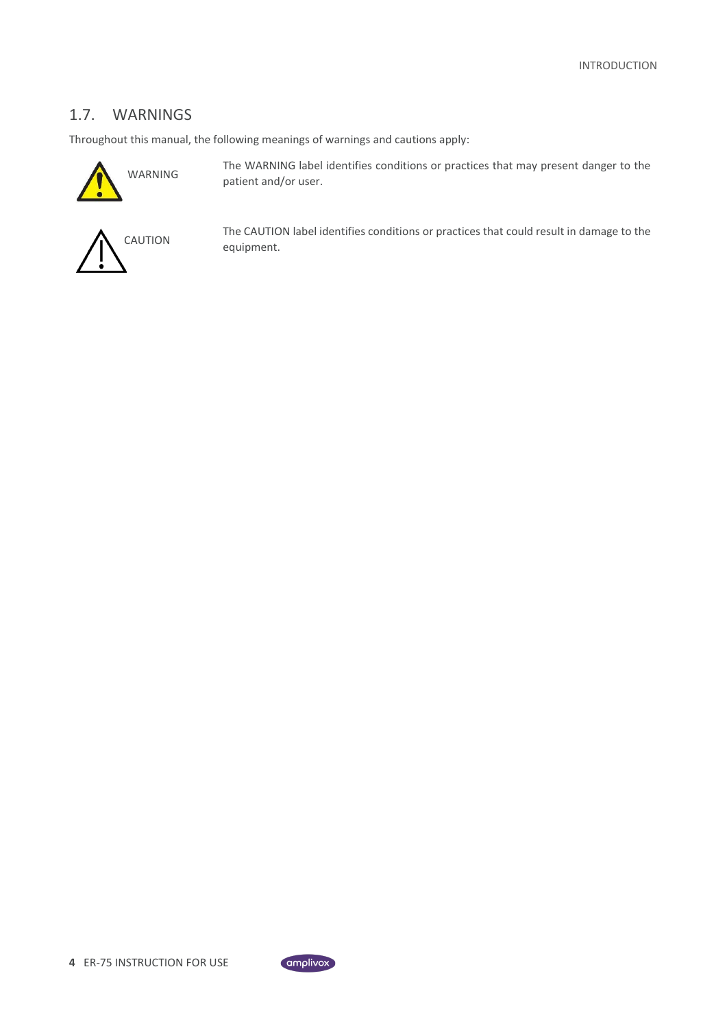## 1.7. WARNINGS

Throughout this manual, the following meanings of warnings and cautions apply:

| | |
|---|---|
| WARNING | The WARNING label identifies conditions or practices that may present danger to the patient and/or user. |
| CAUTION | The CAUTION label identifies conditions or practices that could result in damage to the equipment. |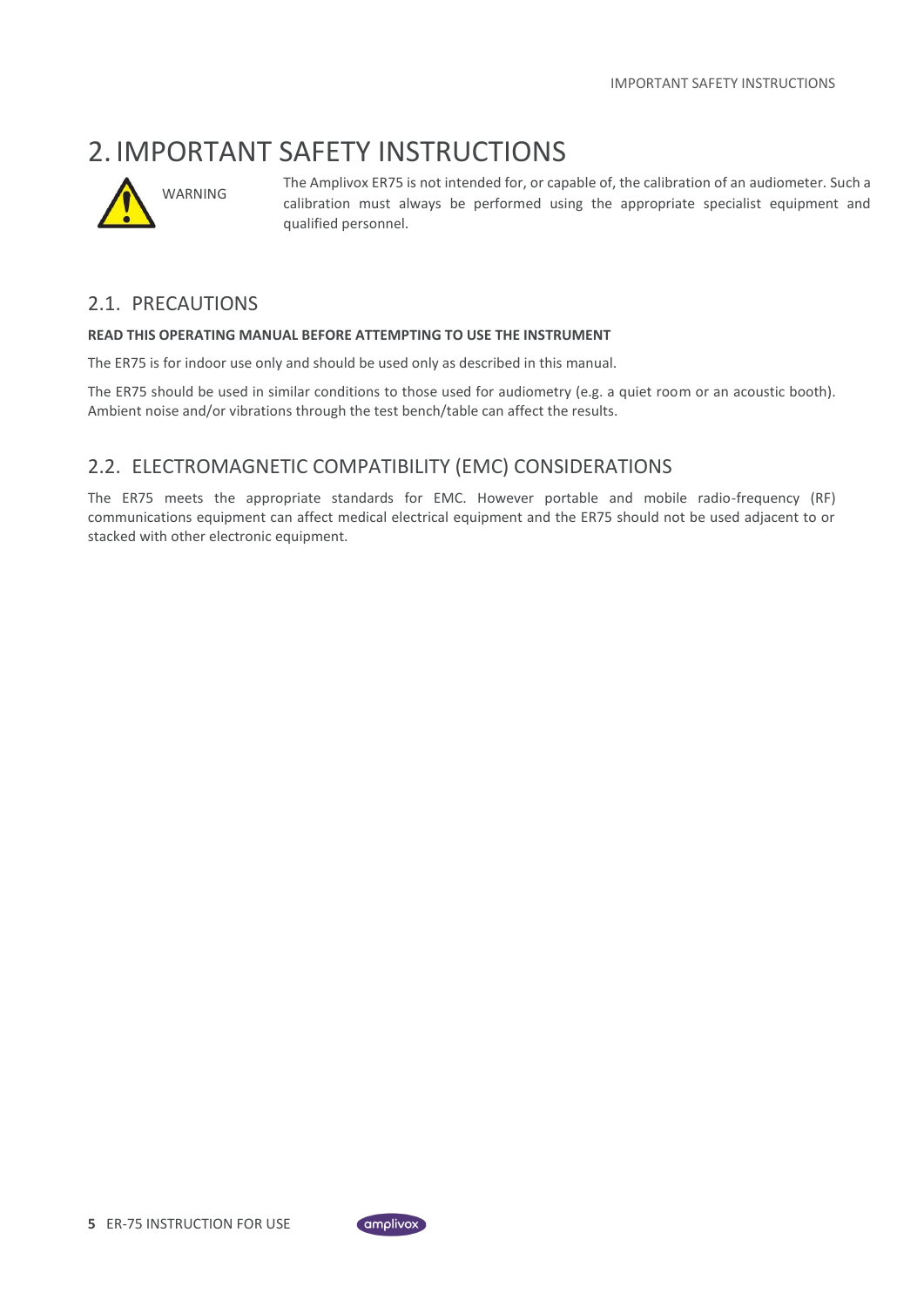# 2. IMPORTANT SAFETY INSTRUCTIONS

WARNING

The Amplivox ER75 is not intended for, or capable of, the calibration of an audiometer. Such a calibration must always be performed using the appropriate specialist equipment and qualified personnel.

## 2.1. PRECAUTIONS

**READ THIS OPERATING MANUAL BEFORE ATTEMPTING TO USE THE INSTRUMENT**

The ER75 is for indoor use only and should be used only as described in this manual.

The ER75 should be used in similar conditions to those used for audiometry (e.g. a quiet room or an acoustic booth). Ambient noise and/or vibrations through the test bench/table can affect the results.

## 2.2. ELECTROMAGNETIC COMPATIBILITY (EMC) CONSIDERATIONS

The ER75 meets the appropriate standards for EMC. However portable and mobile radio-frequency (RF) communications equipment can affect medical electrical equipment and the ER75 should not be used adjacent to or stacked with other electronic equipment.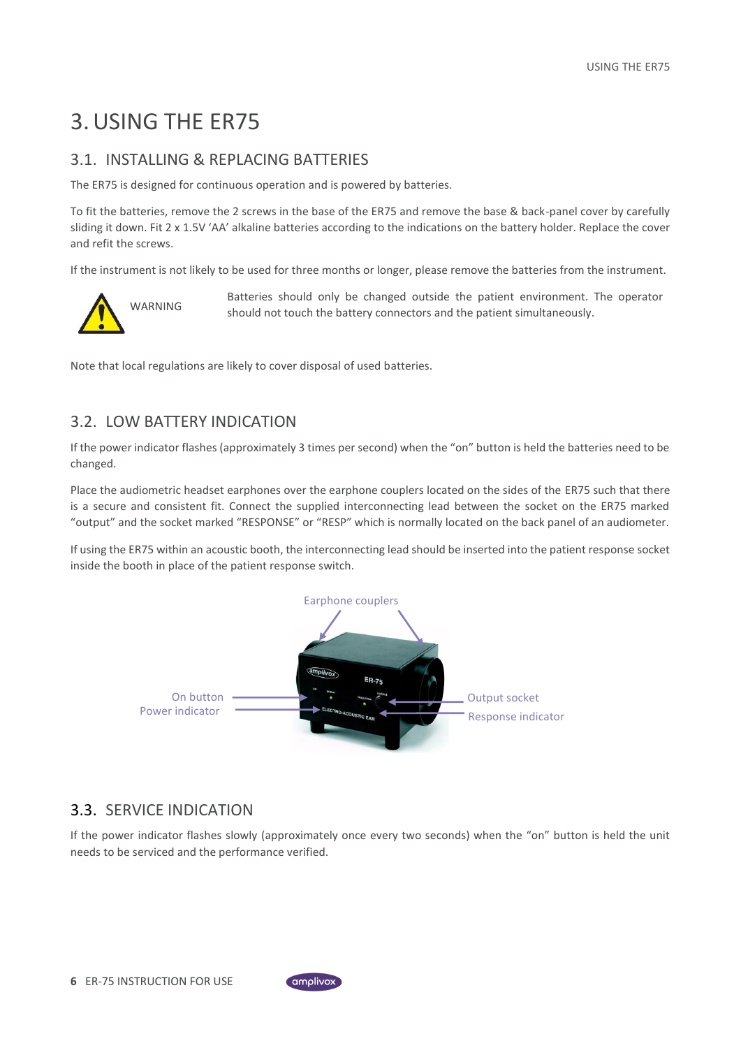# 3. USING THE ER75

## 3.1. INSTALLING & REPLACING BATTERIES

The ER75 is designed for continuous operation and is powered by batteries.

To fit the batteries, remove the 2 screws in the base of the ER75 and remove the base & back-panel cover by carefully sliding it down. Fit 2 x 1.5V 'AA' alkaline batteries according to the indications on the battery holder. Replace the cover and refit the screws.

If the instrument is not likely to be used for three months or longer, please remove the batteries from the instrument.

WARNING

Batteries should only be changed outside the patient environment. The operator should not touch the battery connectors and the patient simultaneously.

Note that local regulations are likely to cover disposal of used batteries.

## 3.2. LOW BATTERY INDICATION

If the power indicator flashes (approximately 3 times per second) when the "on" button is held the batteries need to be changed.

Place the audiometric headset earphones over the earphone couplers located on the sides of the ER75 such that there is a secure and consistent fit. Connect the supplied interconnecting lead between the socket on the ER75 marked "output" and the socket marked "RESPONSE" or "RESP" which is normally located on the back panel of an audiometer.

If using the ER75 within an acoustic booth, the interconnecting lead should be inserted into the patient response socket inside the booth in place of the patient response switch.

Earphone couplers

On button

Power indicator

Output socket

Response indicator

## 3.3. SERVICE INDICATION

If the power indicator flashes slowly (approximately once every two seconds) when the "on" button is held the unit needs to be serviced and the performance verified.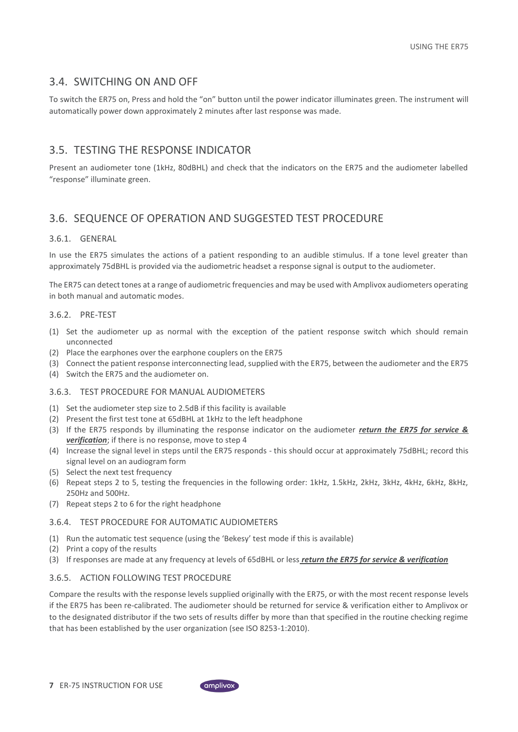## 3.4. SWITCHING ON AND OFF

To switch the ER75 on, Press and hold the "on" button until the power indicator illuminates green. The instrument will automatically power down approximately 2 minutes after last response was made.

## 3.5. TESTING THE RESPONSE INDICATOR

Present an audiometer tone (1kHz, 80dBHL) and check that the indicators on the ER75 and the audiometer labelled "response" illuminate green.

## 3.6. SEQUENCE OF OPERATION AND SUGGESTED TEST PROCEDURE

### 3.6.1. GENERAL

In use the ER75 simulates the actions of a patient responding to an audible stimulus. If a tone level greater than approximately 75dBHL is provided via the audiometric headset a response signal is output to the audiometer.

The ER75 can detect tones at a range of audiometric frequencies and may be used with Amplivox audiometers operating in both manual and automatic modes.

### 3.6.2. PRE-TEST

(1) Set the audiometer up as normal with the exception of the patient response switch which should remain unconnected
(2) Place the earphones over the earphone couplers on the ER75
(3) Connect the patient response interconnecting lead, supplied with the ER75, between the audiometer and the ER75
(4) Switch the ER75 and the audiometer on.

### 3.6.3. TEST PROCEDURE FOR MANUAL AUDIOMETERS

(1) Set the audiometer step size to 2.5dB if this facility is available
(2) Present the first test tone at 65dBHL at 1kHz to the left headphone
(3) If the ER75 responds by illuminating the response indicator on the audiometer ***return the ER75 for service & verification***; if there is no response, move to step 4
(4) Increase the signal level in steps until the ER75 responds - this should occur at approximately 75dBHL; record this signal level on an audiogram form
(5) Select the next test frequency
(6) Repeat steps 2 to 5, testing the frequencies in the following order: 1kHz, 1.5kHz, 2kHz, 3kHz, 4kHz, 6kHz, 8kHz, 250Hz and 500Hz.
(7) Repeat steps 2 to 6 for the right headphone

### 3.6.4. TEST PROCEDURE FOR AUTOMATIC AUDIOMETERS

(1) Run the automatic test sequence (using the 'Bekesy' test mode if this is available)
(2) Print a copy of the results
(3) If responses are made at any frequency at levels of 65dBHL or less ***return the ER75 for service & verification***

### 3.6.5. ACTION FOLLOWING TEST PROCEDURE

Compare the results with the response levels supplied originally with the ER75, or with the most recent response levels if the ER75 has been re-calibrated. The audiometer should be returned for service & verification either to Amplivox or to the designated distributor if the two sets of results differ by more than that specified in the routine checking regime that has been established by the user organization (see ISO 8253-1:2010).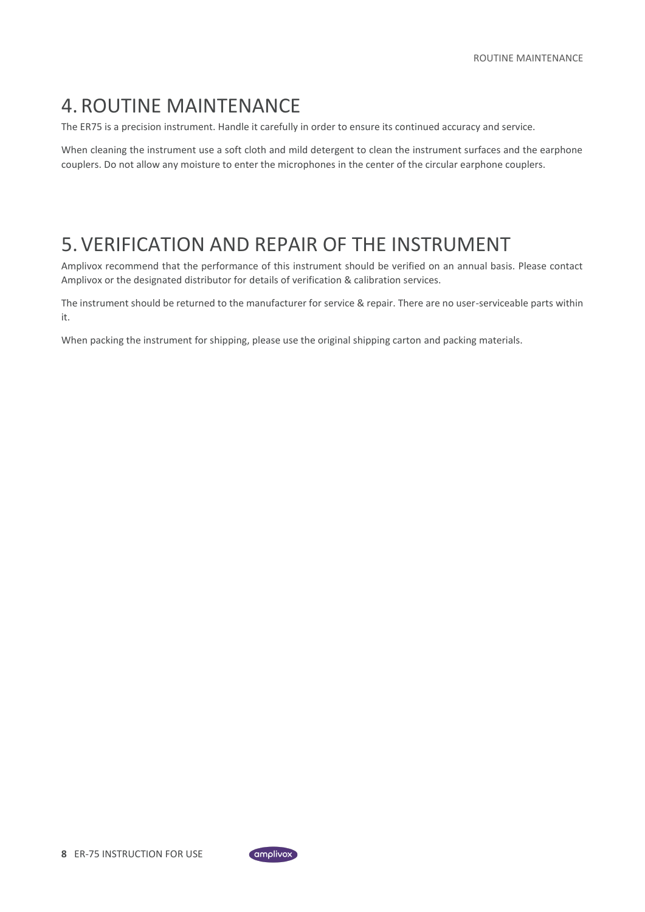# 4. ROUTINE MAINTENANCE

The ER75 is a precision instrument. Handle it carefully in order to ensure its continued accuracy and service.

When cleaning the instrument use a soft cloth and mild detergent to clean the instrument surfaces and the earphone couplers. Do not allow any moisture to enter the microphones in the center of the circular earphone couplers.

# 5. VERIFICATION AND REPAIR OF THE INSTRUMENT

Amplivox recommend that the performance of this instrument should be verified on an annual basis. Please contact Amplivox or the designated distributor for details of verification & calibration services.

The instrument should be returned to the manufacturer for service & repair. There are no user-serviceable parts within it.

When packing the instrument for shipping, please use the original shipping carton and packing materials.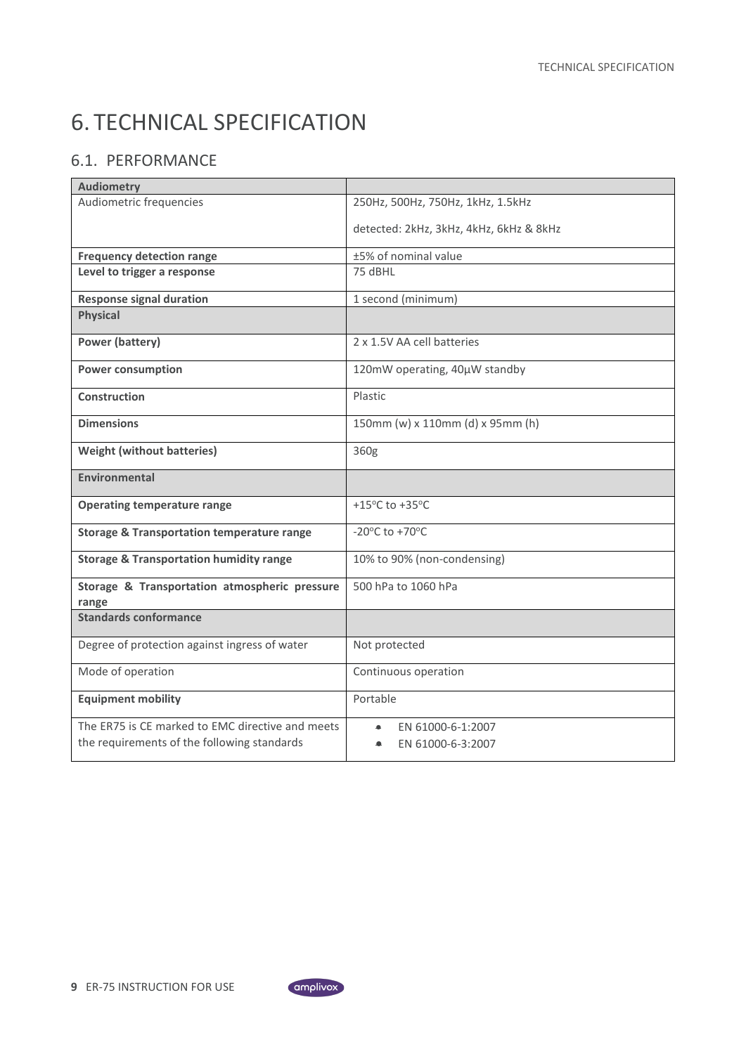# 6. TECHNICAL SPECIFICATION

## 6.1. PERFORMANCE

| **Audiometry** | |
|---|---|
| Audiometric frequencies | 250Hz, 500Hz, 750Hz, 1kHz, 1.5kHz<br><br>detected: 2kHz, 3kHz, 4kHz, 6kHz & 8kHz |
| **Frequency detection range** | ±5% of nominal value |
| **Level to trigger a response** | 75 dBHL |
| **Response signal duration** | 1 second (minimum) |
| **Physical** | |
| **Power (battery)** | 2 x 1.5V AA cell batteries |
| **Power consumption** | 120mW operating, 40µW standby |
| **Construction** | Plastic |
| **Dimensions** | 150mm (w) x 110mm (d) x 95mm (h) |
| **Weight (without batteries)** | 360g |
| **Environmental** | |
| **Operating temperature range** | +15°C to +35°C |
| **Storage & Transportation temperature range** | -20°C to +70°C |
| **Storage & Transportation humidity range** | 10% to 90% (non-condensing) |
| **Storage & Transportation atmospheric pressure range** | 500 hPa to 1060 hPa |
| **Standards conformance** | |
| Degree of protection against ingress of water | Not protected |
| Mode of operation | Continuous operation |
| **Equipment mobility** | Portable |
| The ER75 is CE marked to EMC directive and meets the requirements of the following standards | • EN 61000-6-1:2007<br>• EN 61000-6-3:2007 |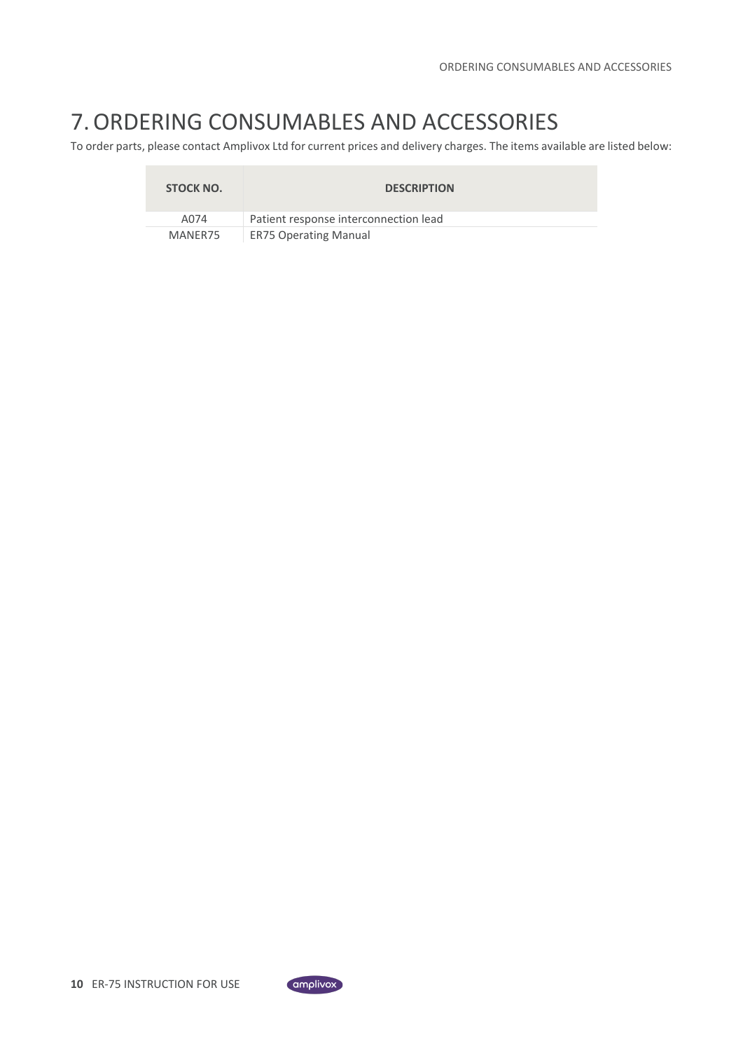# 7. ORDERING CONSUMABLES AND ACCESSORIES

To order parts, please contact Amplivox Ltd for current prices and delivery charges. The items available are listed below:

| STOCK NO. | DESCRIPTION |
|---|---|
| A074 | Patient response interconnection lead |
| MANER75 | ER75 Operating Manual |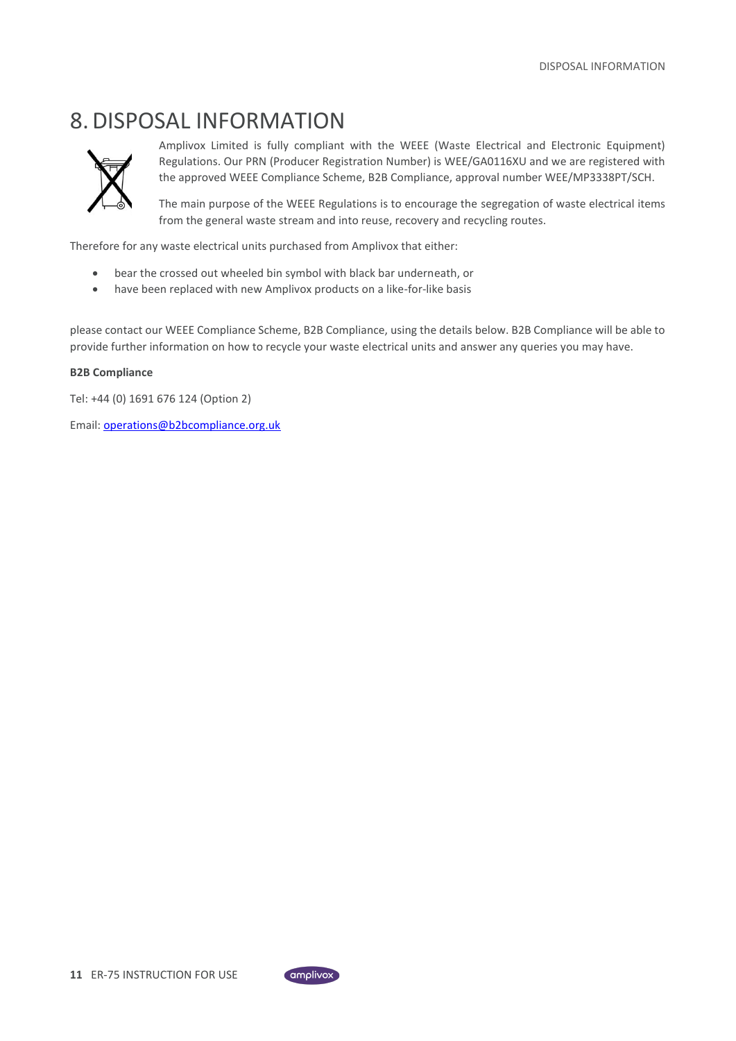# 8. DISPOSAL INFORMATION

Amplivox Limited is fully compliant with the WEEE (Waste Electrical and Electronic Equipment) Regulations. Our PRN (Producer Registration Number) is WEE/GA0116XU and we are registered with the approved WEEE Compliance Scheme, B2B Compliance, approval number WEE/MP3338PT/SCH.

The main purpose of the WEEE Regulations is to encourage the segregation of waste electrical items from the general waste stream and into reuse, recovery and recycling routes.

Therefore for any waste electrical units purchased from Amplivox that either:

- bear the crossed out wheeled bin symbol with black bar underneath, or
- have been replaced with new Amplivox products on a like-for-like basis

please contact our WEEE Compliance Scheme, B2B Compliance, using the details below. B2B Compliance will be able to provide further information on how to recycle your waste electrical units and answer any queries you may have.

**B2B Compliance**

Tel: +44 (0) 1691 676 124 (Option 2)

Email: operations@b2bcompliance.org.uk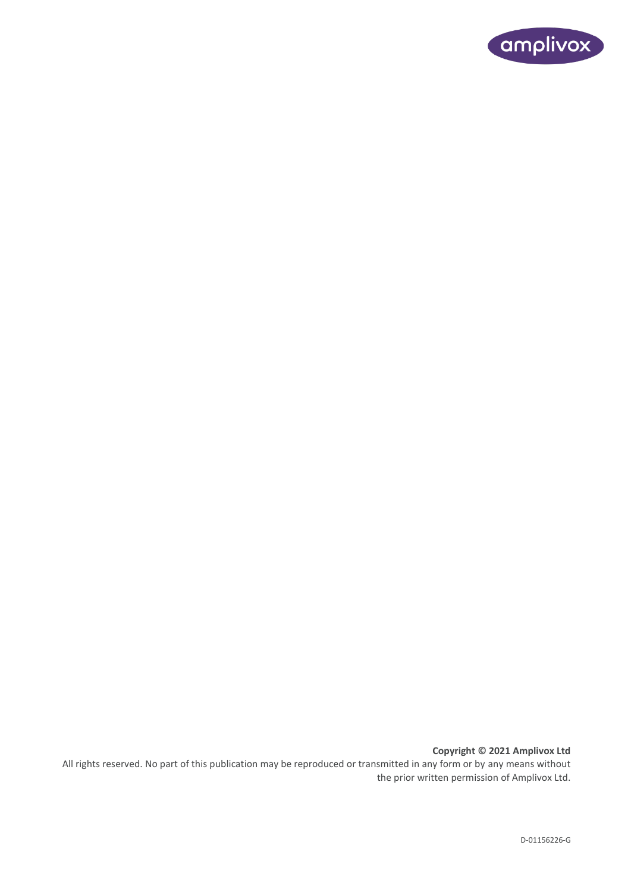**Copyright © 2021 Amplivox Ltd**

All rights reserved. No part of this publication may be reproduced or transmitted in any form or by any means without the prior written permission of Amplivox Ltd.

D-01156226-G